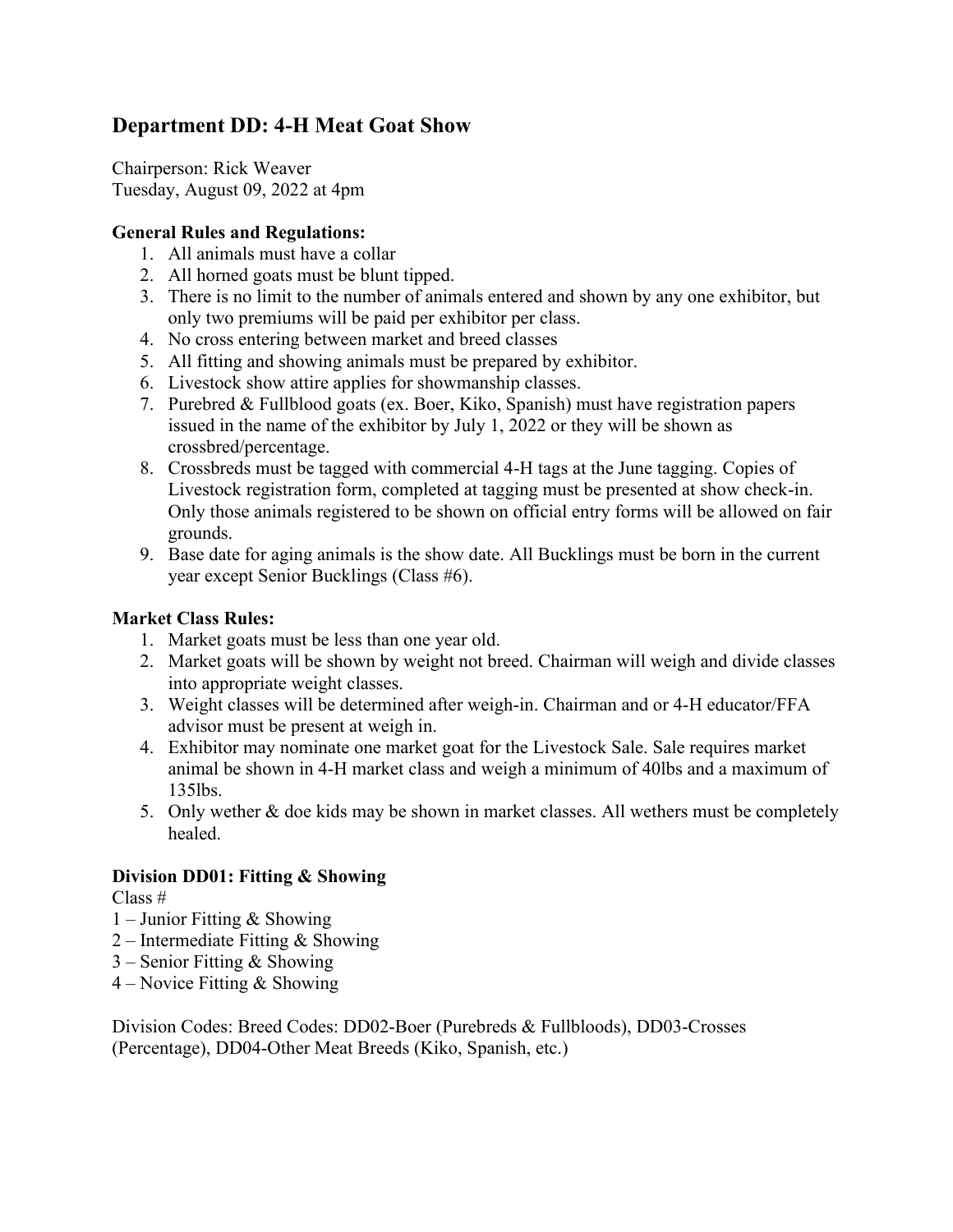## Department DD: 4-H Meat Goat Show

Chairperson: Rick Weaver
Tuesday, August 09, 2022 at 4pm

**General Rules and Regulations:**

1. All animals must have a collar
2. All horned goats must be blunt tipped.
3. There is no limit to the number of animals entered and shown by any one exhibitor, but only two premiums will be paid per exhibitor per class.
4. No cross entering between market and breed classes
5. All fitting and showing animals must be prepared by exhibitor.
6. Livestock show attire applies for showmanship classes.
7. Purebred & Fullblood goats (ex. Boer, Kiko, Spanish) must have registration papers issued in the name of the exhibitor by July 1, 2022 or they will be shown as crossbred/percentage.
8. Crossbreds must be tagged with commercial 4-H tags at the June tagging. Copies of Livestock registration form, completed at tagging must be presented at show check-in. Only those animals registered to be shown on official entry forms will be allowed on fair grounds.
9. Base date for aging animals is the show date. All Bucklings must be born in the current year except Senior Bucklings (Class #6).

**Market Class Rules:**

1. Market goats must be less than one year old.
2. Market goats will be shown by weight not breed. Chairman will weigh and divide classes into appropriate weight classes.
3. Weight classes will be determined after weigh-in. Chairman and or 4-H educator/FFA advisor must be present at weigh in.
4. Exhibitor may nominate one market goat for the Livestock Sale. Sale requires market animal be shown in 4-H market class and weigh a minimum of 40lbs and a maximum of 135lbs.
5. Only wether & doe kids may be shown in market classes. All wethers must be completely healed.

**Division DD01: Fitting & Showing**

Class #
1 – Junior Fitting & Showing
2 – Intermediate Fitting & Showing
3 – Senior Fitting & Showing
4 – Novice Fitting & Showing

Division Codes: Breed Codes: DD02-Boer (Purebreds & Fullbloods), DD03-Crosses (Percentage), DD04-Other Meat Breeds (Kiko, Spanish, etc.)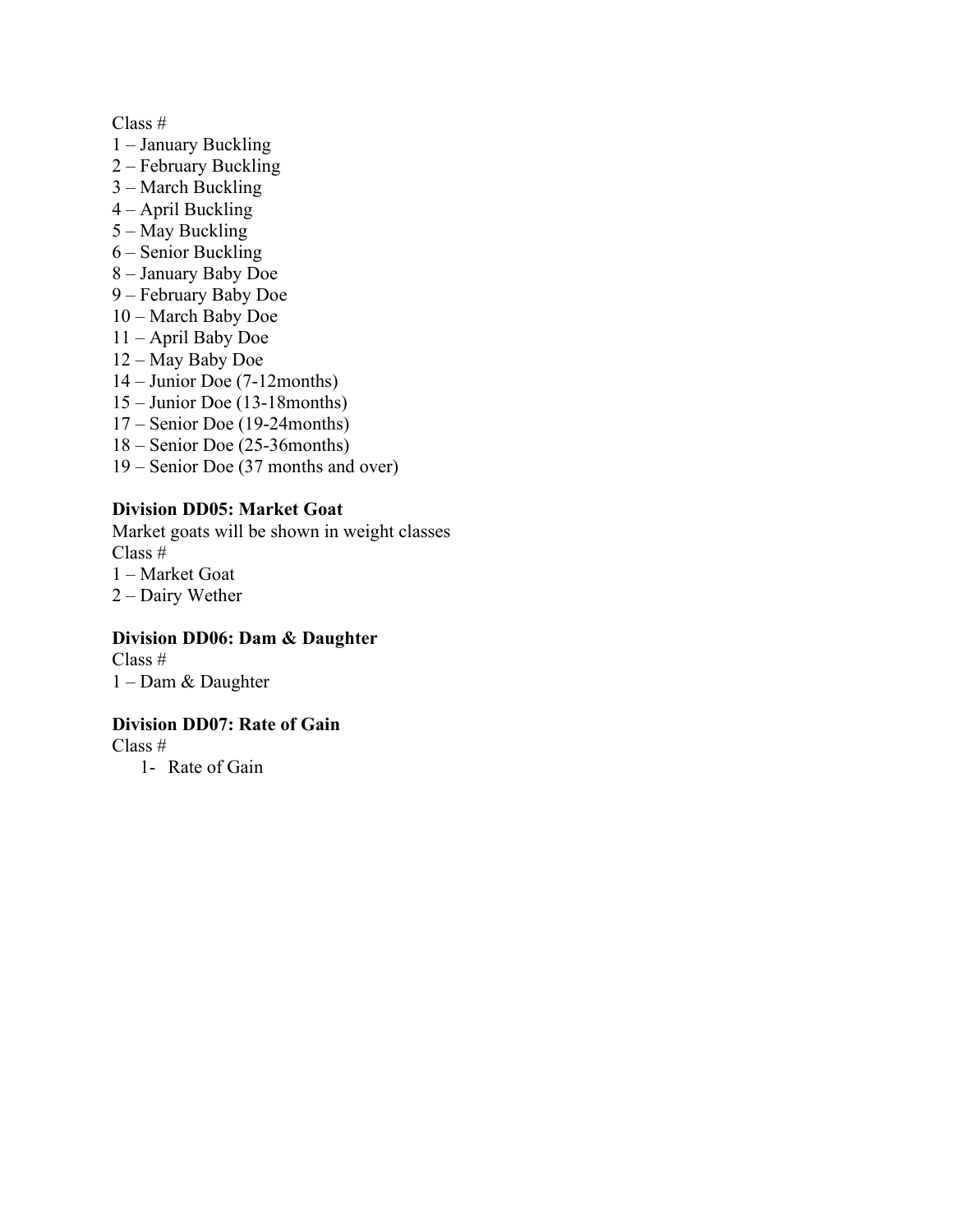Class #

1 – January Buckling
2 – February Buckling
3 – March Buckling
4 – April Buckling
5 – May Buckling
6 – Senior Buckling
8 – January Baby Doe
9 – February Baby Doe
10 – March Baby Doe
11 – April Baby Doe
12 – May Baby Doe
14 – Junior Doe (7-12months)
15 – Junior Doe (13-18months)
17 – Senior Doe (19-24months)
18 – Senior Doe (25-36months)
19 – Senior Doe (37 months and over)

**Division DD05: Market Goat**

Market goats will be shown in weight classes

Class #

1 – Market Goat
2 – Dairy Wether

**Division DD06: Dam & Daughter**

Class #

1 – Dam & Daughter

**Division DD07: Rate of Gain**

Class #

1- Rate of Gain